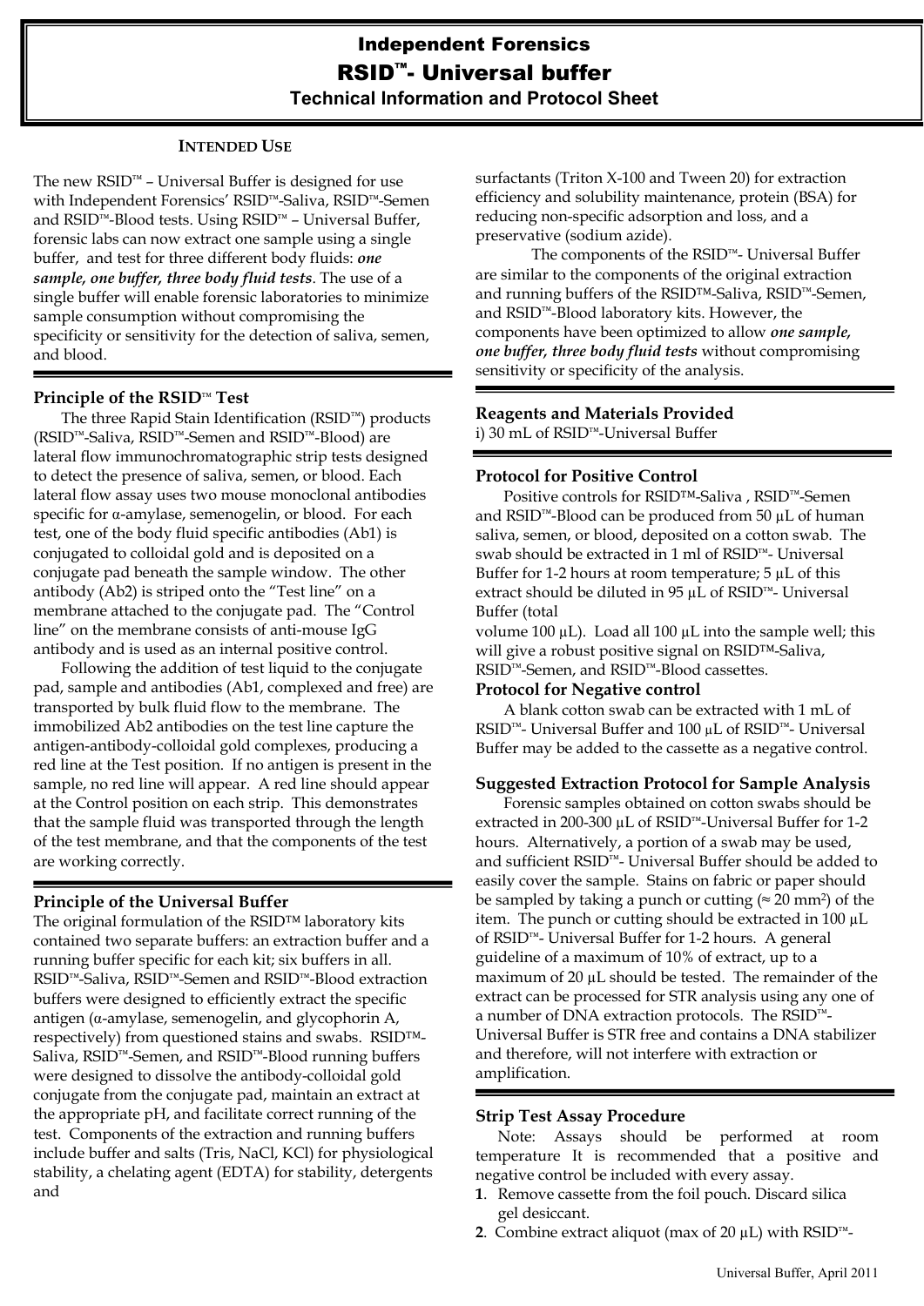# Independent Forensics

# RSID™- Universal buffer

### Technical Information and Protocol Sheet

## INTENDED USE

The new RSID™ – Universal Buffer is designed for use with Independent Forensics' RSID™-Saliva, RSID™-Semen and RSID™-Blood tests. Using RSID™ – Universal Buffer, forensic labs can now extract one sample using a single buffer, and test for three different body fluids: ***one sample, one buffer, three body fluid tests***. The use of a single buffer will enable forensic laboratories to minimize sample consumption without compromising the specificity or sensitivity for the detection of saliva, semen, and blood.

## Principle of the RSID™ Test

The three Rapid Stain Identification (RSID™) products (RSID™-Saliva, RSID™-Semen and RSID™-Blood) are lateral flow immunochromatographic strip tests designed to detect the presence of saliva, semen, or blood. Each lateral flow assay uses two mouse monoclonal antibodies specific for α-amylase, semenogelin, or blood. For each test, one of the body fluid specific antibodies (Ab1) is conjugated to colloidal gold and is deposited on a conjugate pad beneath the sample window. The other antibody (Ab2) is striped onto the "Test line" on a membrane attached to the conjugate pad. The "Control line" on the membrane consists of anti-mouse IgG antibody and is used as an internal positive control.

Following the addition of test liquid to the conjugate pad, sample and antibodies (Ab1, complexed and free) are transported by bulk fluid flow to the membrane. The immobilized Ab2 antibodies on the test line capture the antigen-antibody-colloidal gold complexes, producing a red line at the Test position. If no antigen is present in the sample, no red line will appear. A red line should appear at the Control position on each strip. This demonstrates that the sample fluid was transported through the length of the test membrane, and that the components of the test are working correctly.

## Principle of the Universal Buffer

The original formulation of the RSID™ laboratory kits contained two separate buffers: an extraction buffer and a running buffer specific for each kit; six buffers in all. RSID™-Saliva, RSID™-Semen and RSID™-Blood extraction buffers were designed to efficiently extract the specific antigen (α-amylase, semenogelin, and glycophorin A, respectively) from questioned stains and swabs. RSID™-Saliva, RSID™-Semen, and RSID™-Blood running buffers were designed to dissolve the antibody-colloidal gold conjugate from the conjugate pad, maintain an extract at the appropriate pH, and facilitate correct running of the test. Components of the extraction and running buffers include buffer and salts (Tris, NaCl, KCl) for physiological stability, a chelating agent (EDTA) for stability, detergents and surfactants (Triton X-100 and Tween 20) for extraction efficiency and solubility maintenance, protein (BSA) for reducing non-specific adsorption and loss, and a preservative (sodium azide).

The components of the RSID™- Universal Buffer are similar to the components of the original extraction and running buffers of the RSID™-Saliva, RSID™-Semen, and RSID™-Blood laboratory kits. However, the components have been optimized to allow ***one sample, one buffer, three body fluid tests*** without compromising sensitivity or specificity of the analysis.

## Reagents and Materials Provided

i) 30 mL of RSID™-Universal Buffer

## Protocol for Positive Control

Positive controls for RSID™-Saliva , RSID™-Semen and RSID™-Blood can be produced from 50 µL of human saliva, semen, or blood, deposited on a cotton swab. The swab should be extracted in 1 ml of RSID™- Universal Buffer for 1-2 hours at room temperature; 5 µL of this extract should be diluted in 95 µL of RSID™- Universal Buffer (total volume 100 µL). Load all 100 µL into the sample well; this will give a robust positive signal on RSID™-Saliva, RSID™-Semen, and RSID™-Blood cassettes.

## Protocol for Negative control

A blank cotton swab can be extracted with 1 mL of RSID™- Universal Buffer and 100 µL of RSID™- Universal Buffer may be added to the cassette as a negative control.

## Suggested Extraction Protocol for Sample Analysis

Forensic samples obtained on cotton swabs should be extracted in 200-300 µL of RSID™-Universal Buffer for 1-2 hours. Alternatively, a portion of a swab may be used, and sufficient RSID™- Universal Buffer should be added to easily cover the sample. Stains on fabric or paper should be sampled by taking a punch or cutting (≈ 20 mm$^2$) of the item. The punch or cutting should be extracted in 100 µL of RSID™- Universal Buffer for 1-2 hours. A general guideline of a maximum of 10% of extract, up to a maximum of 20 µL should be tested. The remainder of the extract can be processed for STR analysis using any one of a number of DNA extraction protocols. The RSID™- Universal Buffer is STR free and contains a DNA stabilizer and therefore, will not interfere with extraction or amplification.

## Strip Test Assay Procedure

Note: Assays should be performed at room temperature It is recommended that a positive and negative control be included with every assay.

1. Remove cassette from the foil pouch. Discard silica gel desiccant.
2. Combine extract aliquot (max of 20 µL) with RSID™-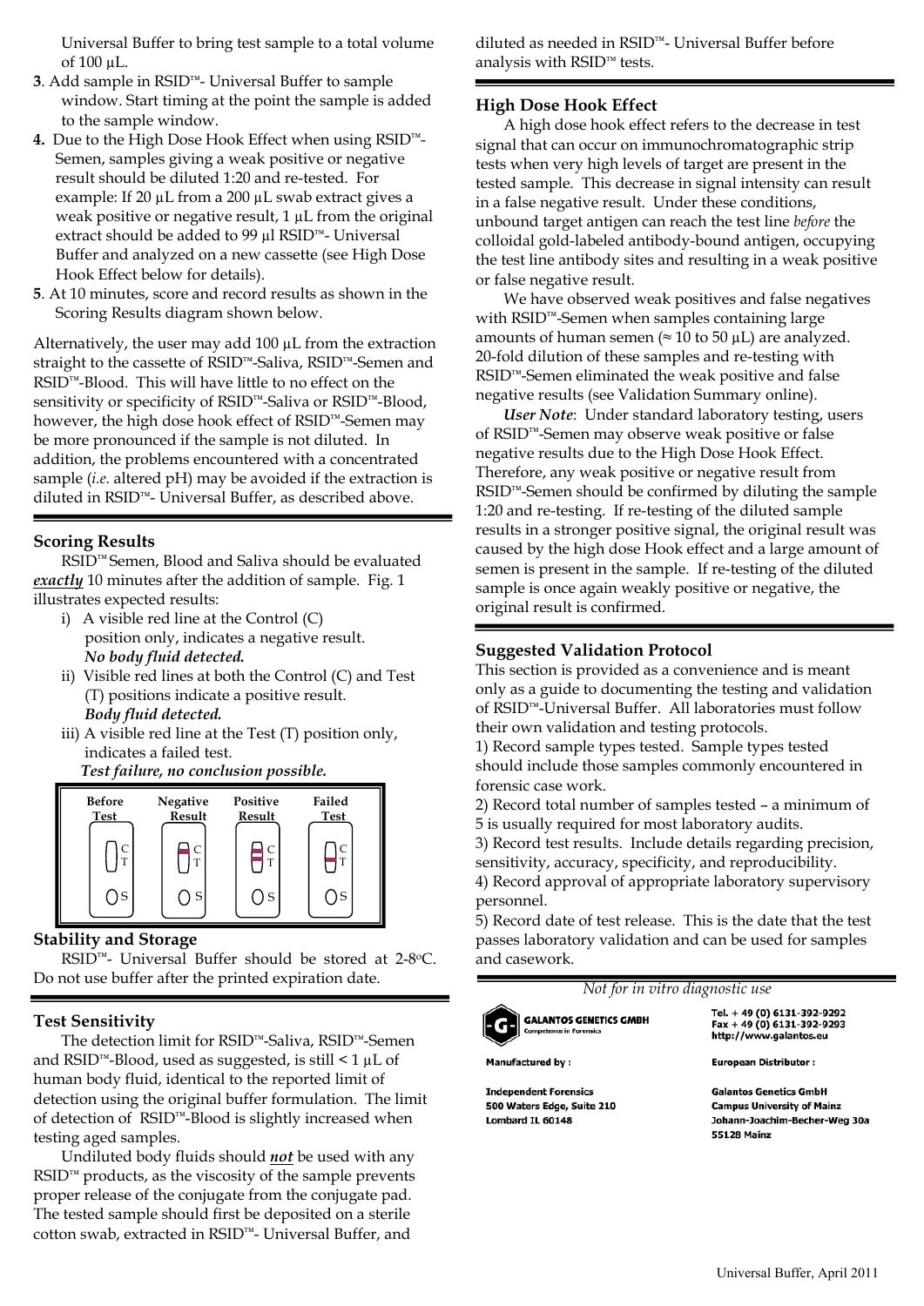Universal Buffer to bring test sample to a total volume of 100 µL.

**3**. Add sample in RSID™- Universal Buffer to sample window. Start timing at the point the sample is added to the sample window.

**4.** Due to the High Dose Hook Effect when using RSID™-Semen, samples giving a weak positive or negative result should be diluted 1:20 and re-tested. For example: If 20 µL from a 200 µL swab extract gives a weak positive or negative result, 1 µL from the original extract should be added to 99 µl RSID™- Universal Buffer and analyzed on a new cassette (see High Dose Hook Effect below for details).

**5**. At 10 minutes, score and record results as shown in the Scoring Results diagram shown below.

Alternatively, the user may add 100 µL from the extraction straight to the cassette of RSID™-Saliva, RSID™-Semen and RSID™-Blood. This will have little to no effect on the sensitivity or specificity of RSID™-Saliva or RSID™-Blood, however, the high dose hook effect of RSID™-Semen may be more pronounced if the sample is not diluted. In addition, the problems encountered with a concentrated sample (*i.e.* altered pH) may be avoided if the extraction is diluted in RSID™- Universal Buffer, as described above.

## Scoring Results

RSID™ Semen, Blood and Saliva should be evaluated ***exactly*** 10 minutes after the addition of sample. Fig. 1 illustrates expected results:

i) A visible red line at the Control (C) position only, indicates a negative result. ***No body fluid detected.***

ii) Visible red lines at both the Control (C) and Test (T) positions indicate a positive result. ***Body fluid detected.***

iii) A visible red line at the Test (T) position only, indicates a failed test. ***Test failure, no conclusion possible.***

Before Test
Negative Result
Positive Result
Failed Test
C
T
S

## Stability and Storage

RSID™- Universal Buffer should be stored at 2-8°C. Do not use buffer after the printed expiration date.

## Test Sensitivity

The detection limit for RSID™-Saliva, RSID™-Semen and RSID™-Blood, used as suggested, is still < 1 µL of human body fluid, identical to the reported limit of detection using the original buffer formulation. The limit of detection of RSID™-Blood is slightly increased when testing aged samples.

Undiluted body fluids should ***not*** be used with any RSID™ products, as the viscosity of the sample prevents proper release of the conjugate from the conjugate pad. The tested sample should first be deposited on a sterile cotton swab, extracted in RSID™- Universal Buffer, and diluted as needed in RSID™- Universal Buffer before analysis with RSID™ tests.

## High Dose Hook Effect

A high dose hook effect refers to the decrease in test signal that can occur on immunochromatographic strip tests when very high levels of target are present in the tested sample. This decrease in signal intensity can result in a false negative result. Under these conditions, unbound target antigen can reach the test line *before* the colloidal gold-labeled antibody-bound antigen, occupying the test line antibody sites and resulting in a weak positive or false negative result.

We have observed weak positives and false negatives with RSID™-Semen when samples containing large amounts of human semen (≈ 10 to 50 µL) are analyzed. 20-fold dilution of these samples and re-testing with RSID™-Semen eliminated the weak positive and false negative results (see Validation Summary online).

***User Note***: Under standard laboratory testing, users of RSID™-Semen may observe weak positive or false negative results due to the High Dose Hook Effect. Therefore, any weak positive or negative result from RSID™-Semen should be confirmed by diluting the sample 1:20 and re-testing. If re-testing of the diluted sample results in a stronger positive signal, the original result was caused by the high dose Hook effect and a large amount of semen is present in the sample. If re-testing of the diluted sample is once again weakly positive or negative, the original result is confirmed.

## Suggested Validation Protocol

This section is provided as a convenience and is meant only as a guide to documenting the testing and validation of RSID™-Universal Buffer. All laboratories must follow their own validation and testing protocols.

1) Record sample types tested. Sample types tested should include those samples commonly encountered in forensic case work.

2) Record total number of samples tested – a minimum of 5 is usually required for most laboratory audits.

3) Record test results. Include details regarding precision, sensitivity, accuracy, specificity, and reproducibility.

4) Record approval of appropriate laboratory supervisory personnel.

5) Record date of test release. This is the date that the test passes laboratory validation and can be used for samples and casework.

*Not for in vitro diagnostic use*

GALANTOS GENETICS GMBH
Competence in Forensics

Tel. + 49 (0) 6131-392-9292
Fax + 49 (0) 6131-392-9293
http://www.galantos.eu

**Manufactured by :**

Independent Forensics
500 Waters Edge, Suite 210
Lombard IL 60148

**European Distributor :**

Galantos Genetics GmbH
Campus University of Mainz
Johann-Joachim-Becher-Weg 30a
55128 Mainz

Universal Buffer, April 2011